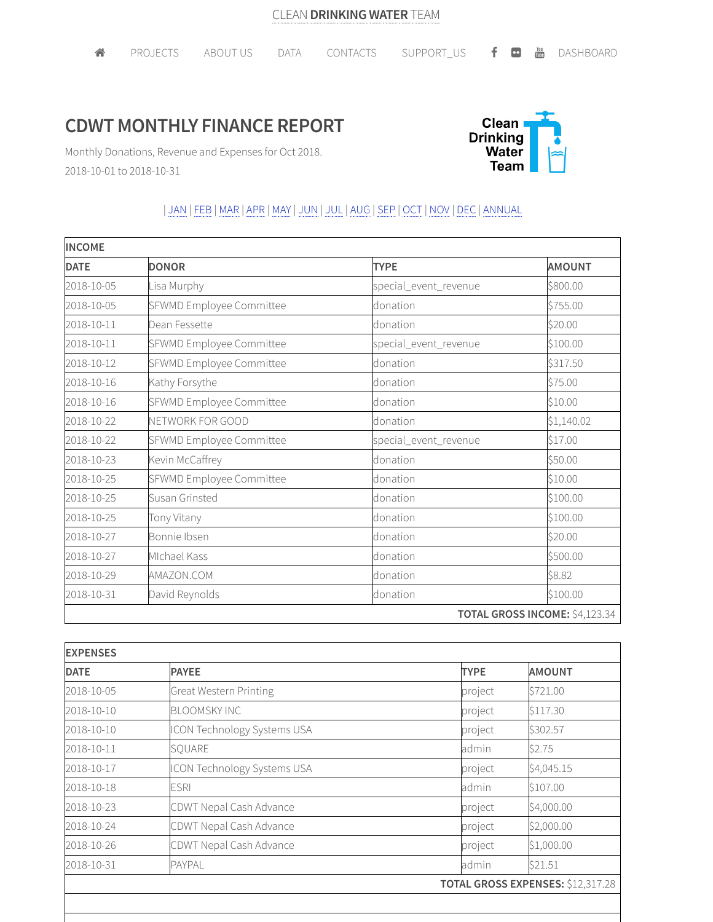CLEAN **DRINKING WATER** TEAM

PROJECTS ABOUT US DATA CONTACTS SUPPORT_US DASHBOARD

# CDWT MONTHLY FINANCE REPORT

Monthly Donations, Revenue and Expenses for Oct 2018.

2018-10-01 to 2018-10-31

| JAN | FEB | MAR | APR | MAY | JUN | JUL | AUG | SEP | OCT | NOV | DEC | ANNUAL

| INCOME | | | |
|---|---|---|---|
| **DATE** | **DONOR** | **TYPE** | **AMOUNT** |
| 2018-10-05 | Lisa Murphy | special_event_revenue | $800.00 |
| 2018-10-05 | SFWMD Employee Committee | donation | $755.00 |
| 2018-10-11 | Dean Fessette | donation | $20.00 |
| 2018-10-11 | SFWMD Employee Committee | special_event_revenue | $100.00 |
| 2018-10-12 | SFWMD Employee Committee | donation | $317.50 |
| 2018-10-16 | Kathy Forsythe | donation | $75.00 |
| 2018-10-16 | SFWMD Employee Committee | donation | $10.00 |
| 2018-10-22 | NETWORK FOR GOOD | donation | $1,140.02 |
| 2018-10-22 | SFWMD Employee Committee | special_event_revenue | $17.00 |
| 2018-10-23 | Kevin McCaffrey | donation | $50.00 |
| 2018-10-25 | SFWMD Employee Committee | donation | $10.00 |
| 2018-10-25 | Susan Grinsted | donation | $100.00 |
| 2018-10-25 | Tony Vitany | donation | $100.00 |
| 2018-10-27 | Bonnie Ibsen | donation | $20.00 |
| 2018-10-27 | MIchael Kass | donation | $500.00 |
| 2018-10-29 | AMAZON.COM | donation | $8.82 |
| 2018-10-31 | David Reynolds | donation | $100.00 |
| | | | **TOTAL GROSS INCOME:** $4,123.34 |

| EXPENSES | | | |
|---|---|---|---|
| **DATE** | **PAYEE** | **TYPE** | **AMOUNT** |
| 2018-10-05 | Great Western Printing | project | $721.00 |
| 2018-10-10 | BLOOMSKY INC | project | $117.30 |
| 2018-10-10 | ICON Technology Systems USA | project | $302.57 |
| 2018-10-11 | SQUARE | admin | $2.75 |
| 2018-10-17 | ICON Technology Systems USA | project | $4,045.15 |
| 2018-10-18 | ESRI | admin | $107.00 |
| 2018-10-23 | CDWT Nepal Cash Advance | project | $4,000.00 |
| 2018-10-24 | CDWT Nepal Cash Advance | project | $2,000.00 |
| 2018-10-26 | CDWT Nepal Cash Advance | project | $1,000.00 |
| 2018-10-31 | PAYPAL | admin | $21.51 |
| | | | **TOTAL GROSS EXPENSES:** $12,317.28 |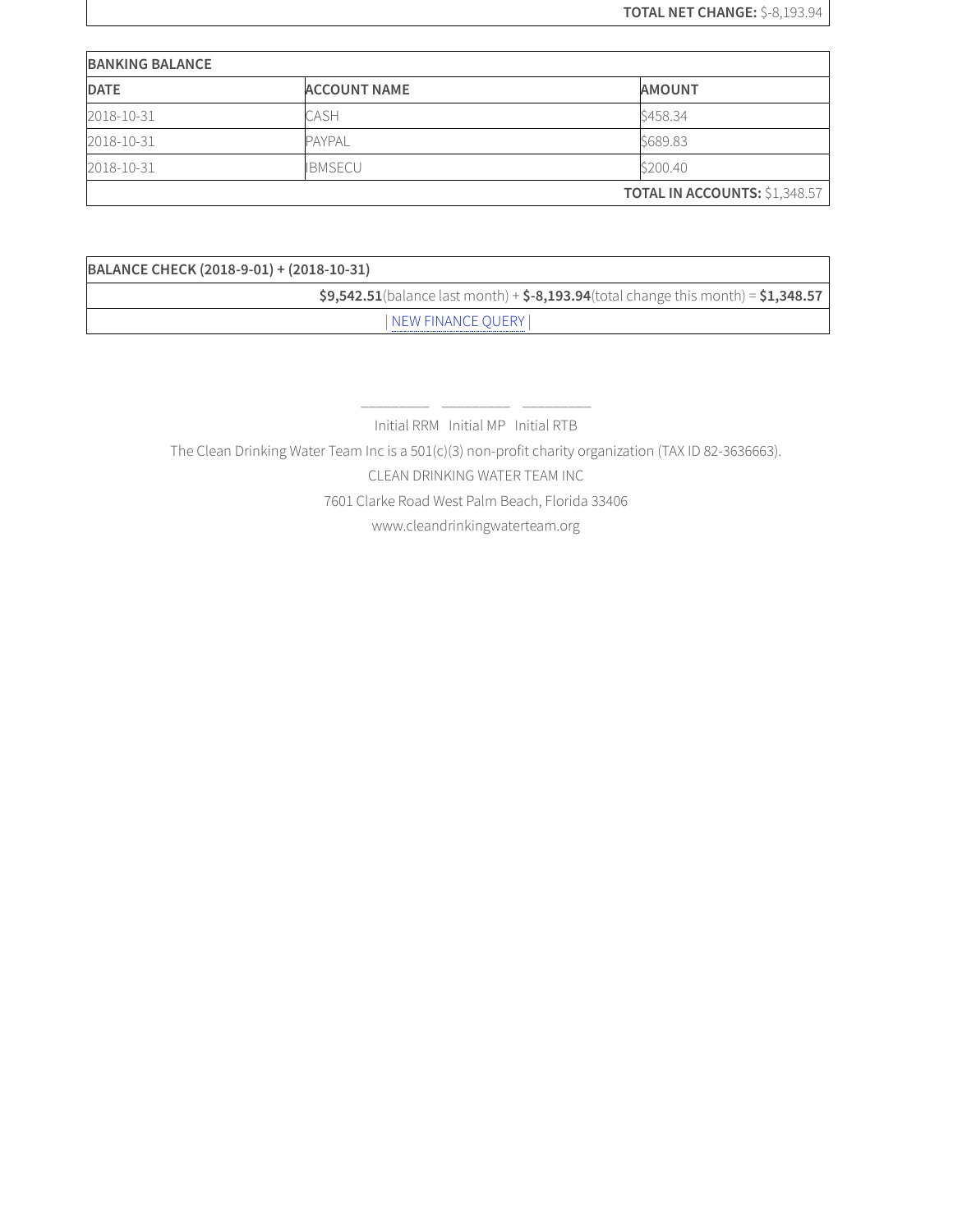**TOTAL NET CHANGE:** $-8,193.94

| BANKING BALANCE | | |
|---|---|---|
| **DATE** | **ACCOUNT NAME** | **AMOUNT** |
| 2018-10-31 | CASH | $458.34 |
| 2018-10-31 | PAYPAL | $689.83 |
| 2018-10-31 | IBMSECU | $200.40 |
| | | **TOTAL IN ACCOUNTS:** $1,348.57 |

| BALANCE CHECK (2018-9-01) + (2018-10-31) |
|---|
| **$9,542.51**(balance last month) + **$-8,193.94**(total change this month) = **$1,348.57** |
| \| NEW FINANCE QUERY \| |

\_\_\_\_\_\_\_\_\_ \_\_\_\_\_\_\_\_\_ \_\_\_\_\_\_\_\_\_

Initial RRM Initial MP Initial RTB

The Clean Drinking Water Team Inc is a 501(c)(3) non-profit charity organization (TAX ID 82-3636663).

CLEAN DRINKING WATER TEAM INC

7601 Clarke Road West Palm Beach, Florida 33406

www.cleandrinkingwaterteam.org